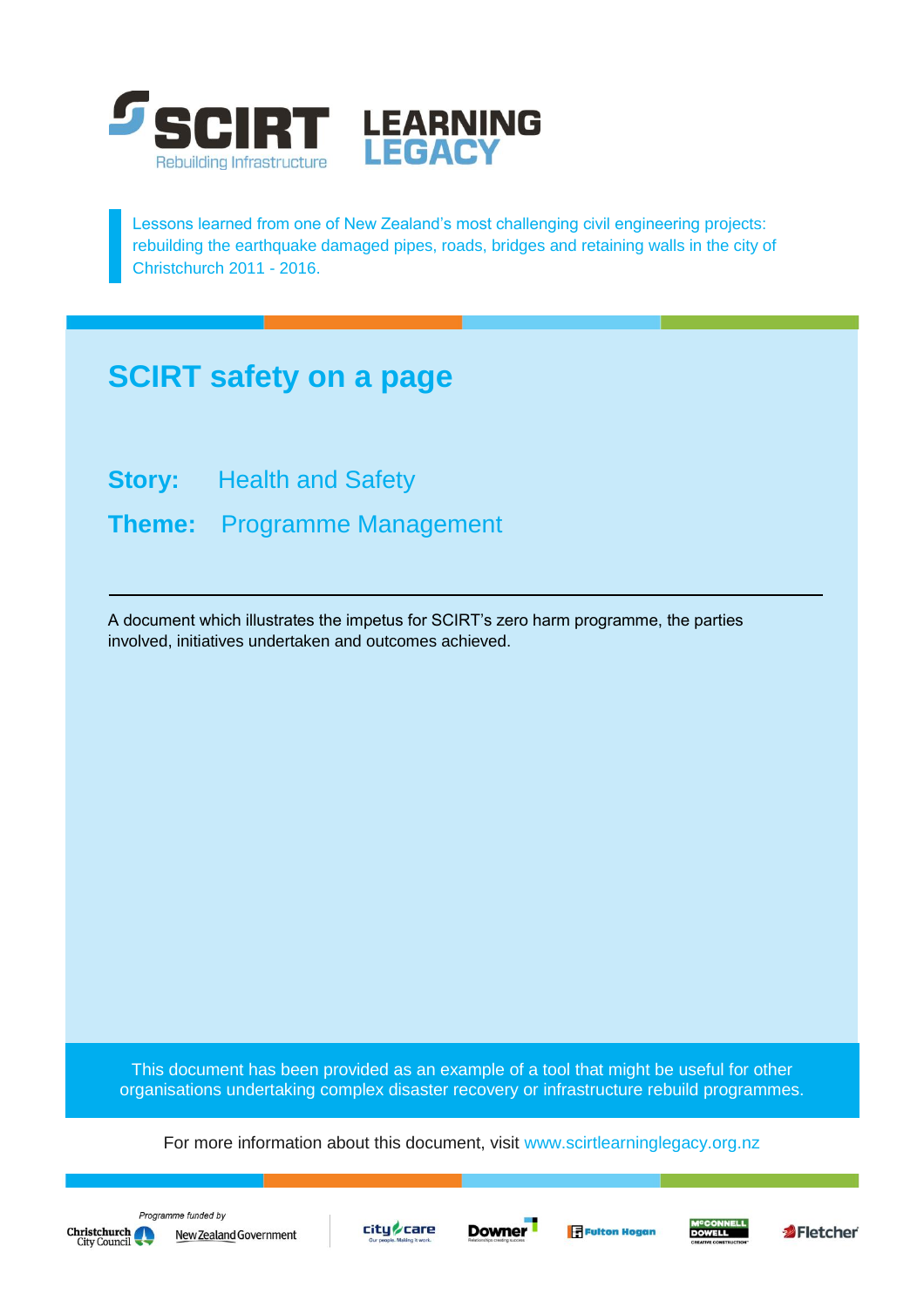SCIRT Rebuilding Infrastructure LEARNING LEGACY

Lessons learned from one of New Zealand's most challenging civil engineering projects: rebuilding the earthquake damaged pipes, roads, bridges and retaining walls in the city of Christchurch 2011 - 2016.

# SCIRT safety on a page

**Story:** Health and Safety

**Theme:** Programme Management

---

A document which illustrates the impetus for SCIRT's zero harm programme, the parties involved, initiatives undertaken and outcomes achieved.

This document has been provided as an example of a tool that might be useful for other organisations undertaking complex disaster recovery or infrastructure rebuild programmes.

For more information about this document, visit www.scirtlearninglegacy.org.nz

*Programme funded by* Christchurch City Council, New Zealand Government

City Care, Downer, Fulton Hogan, McConnell Dowell, Fletcher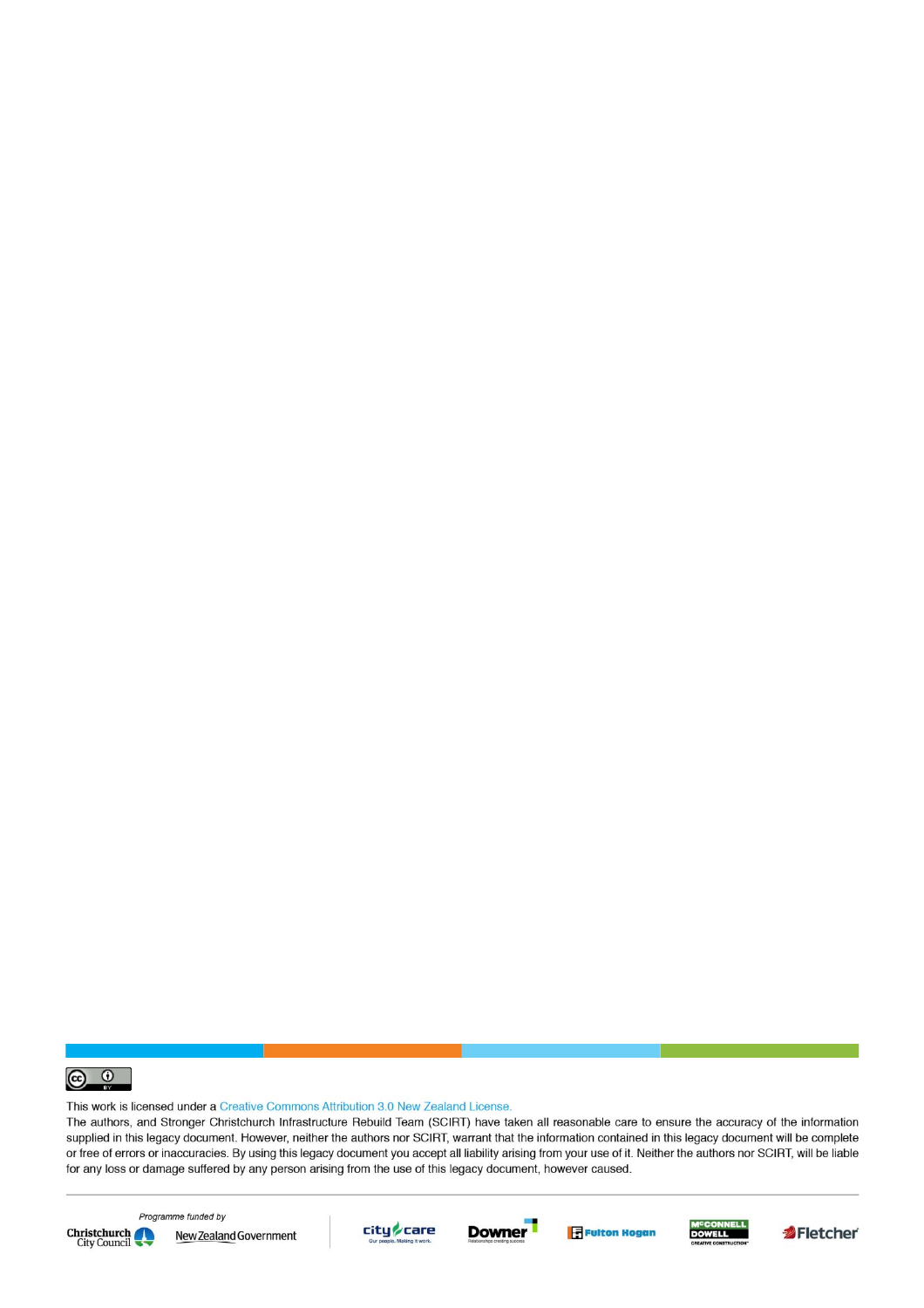This work is licensed under a Creative Commons Attribution 3.0 New Zealand License.

The authors, and Stronger Christchurch Infrastructure Rebuild Team (SCIRT) have taken all reasonable care to ensure the accuracy of the information supplied in this legacy document. However, neither the authors nor SCIRT, warrant that the information contained in this legacy document will be complete or free of errors or inaccuracies. By using this legacy document you accept all liability arising from your use of it. Neither the authors nor SCIRT, will be liable for any loss or damage suffered by any person arising from the use of this legacy document, however caused.

*Programme funded by*

Christchurch City Council New Zealand Government

city care Downer Fulton Hogan McCONNELL DOWELL Fletcher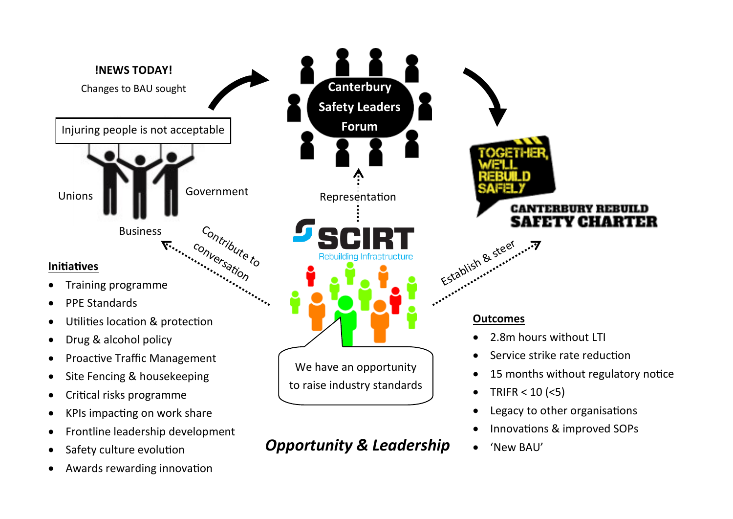**!NEWS TODAY!**

Changes to BAU sought

Injuring people is not acceptable

Unions

Government

Business

Canterbury Safety Leaders Forum

Representation

TOGETHER, WE'LL REBUILD SAFELY

CANTERBURY REBUILD SAFETY CHARTER

SCIRT

Rebuilding Infrastructure

Contribute to conversation

Establish & steer

We have an opportunity to raise industry standards

**Initiatives**

- Training programme
- PPE Standards
- Utilities location & protection
- Drug & alcohol policy
- Proactive Traffic Management
- Site Fencing & housekeeping
- Critical risks programme
- KPIs impacting on work share
- Frontline leadership development
- Safety culture evolution
- Awards rewarding innovation

***Opportunity & Leadership***

**Outcomes**

- 2.8m hours without LTI
- Service strike rate reduction
- 15 months without regulatory notice
- TRIFR < 10 (<5)
- Legacy to other organisations
- Innovations & improved SOPs
- 'New BAU'